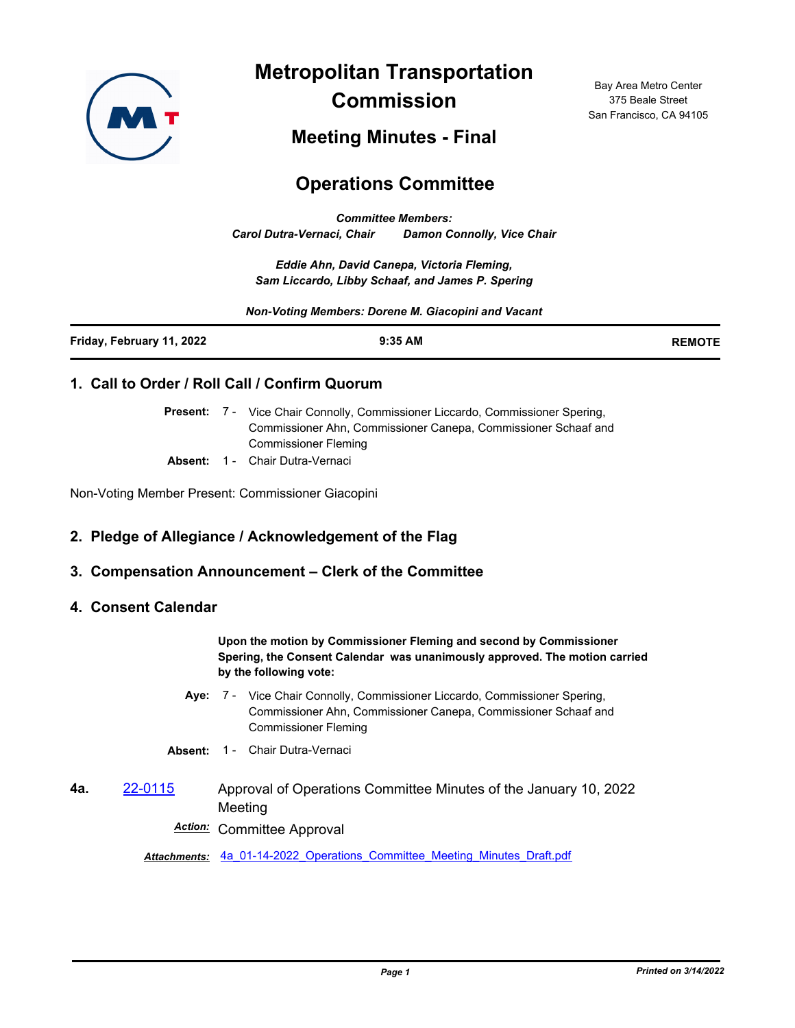# Metropolitan Transportation Commission

Bay Area Metro Center
375 Beale Street
San Francisco, CA 94105

## Meeting Minutes - Final

## Operations Committee

***Committee Members:***
***Carol Dutra-Vernaci, Chair    Damon Connolly, Vice Chair***

***Eddie Ahn, David Canepa, Victoria Fleming,***
***Sam Liccardo, Libby Schaaf, and James P. Spering***

***Non-Voting Members: Dorene M. Giacopini and Vacant***

| **Friday, February 11, 2022** | **9:35 AM** | **REMOTE** |
|---|---|---|

### 1. Call to Order / Roll Call / Confirm Quorum

**Present:** 7 - Vice Chair Connolly, Commissioner Liccardo, Commissioner Spering, Commissioner Ahn, Commissioner Canepa, Commissioner Schaaf and Commissioner Fleming

**Absent:** 1 - Chair Dutra-Vernaci

Non-Voting Member Present: Commissioner Giacopini

### 2. Pledge of Allegiance / Acknowledgement of the Flag

### 3. Compensation Announcement – Clerk of the Committee

### 4. Consent Calendar

**Upon the motion by Commissioner Fleming and second by Commissioner Spering, the Consent Calendar was unanimously approved. The motion carried by the following vote:**

**Aye:** 7 - Vice Chair Connolly, Commissioner Liccardo, Commissioner Spering, Commissioner Ahn, Commissioner Canepa, Commissioner Schaaf and Commissioner Fleming

**Absent:** 1 - Chair Dutra-Vernaci

**4a.** 22-0115 Approval of Operations Committee Minutes of the January 10, 2022 Meeting

***Action:*** Committee Approval

***Attachments:*** 4a_01-14-2022_Operations_Committee_Meeting_Minutes_Draft.pdf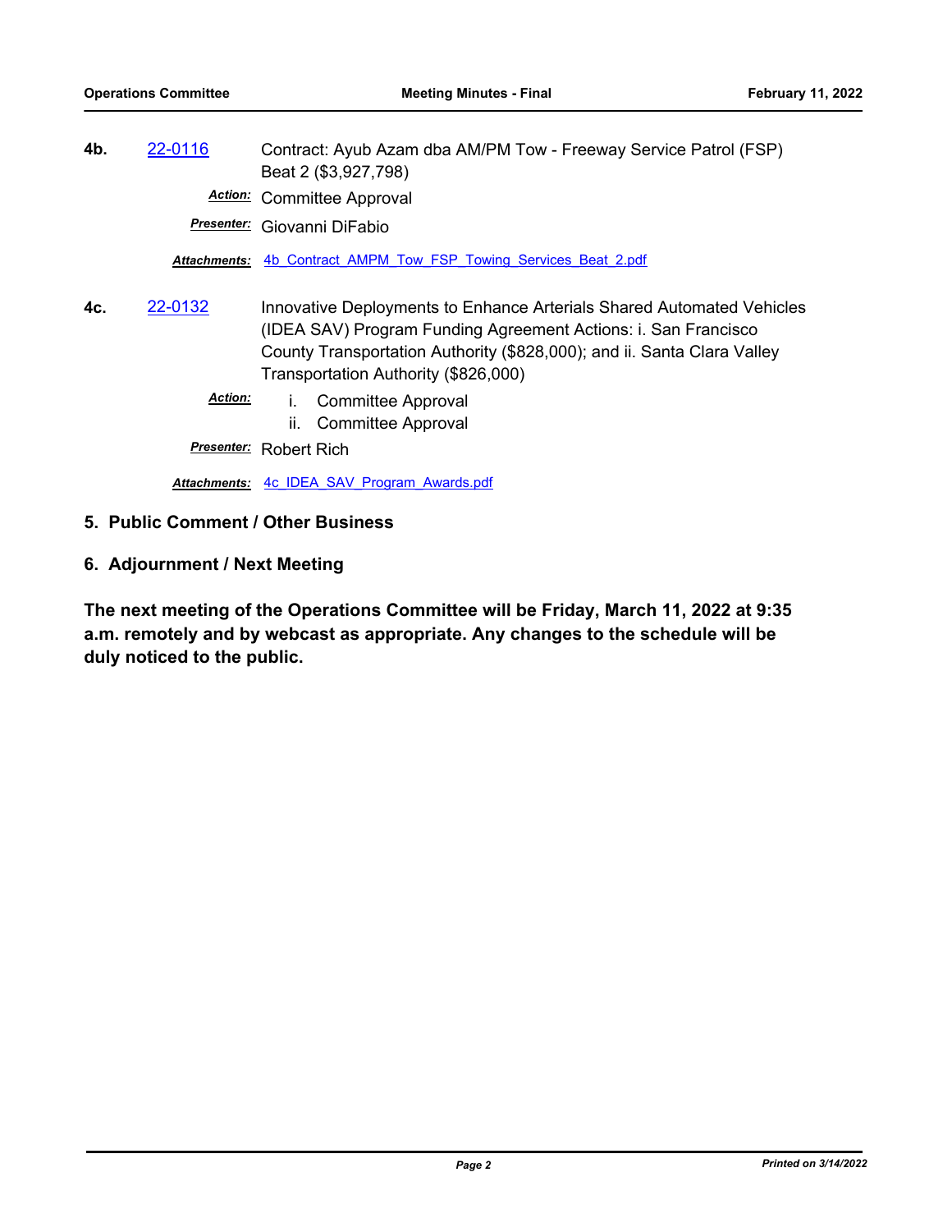**4b.** 22-0116 Contract: Ayub Azam dba AM/PM Tow - Freeway Service Patrol (FSP) Beat 2 ($3,927,798)

***Action:*** Committee Approval

***Presenter:*** Giovanni DiFabio

***Attachments:*** 4b_Contract_AMPM_Tow_FSP_Towing_Services_Beat_2.pdf

**4c.** 22-0132 Innovative Deployments to Enhance Arterials Shared Automated Vehicles (IDEA SAV) Program Funding Agreement Actions: i. San Francisco County Transportation Authority ($828,000); and ii. Santa Clara Valley Transportation Authority ($826,000)

***Action:***

i. Committee Approval
ii. Committee Approval

***Presenter:*** Robert Rich

***Attachments:*** 4c_IDEA_SAV_Program_Awards.pdf

## 5. Public Comment / Other Business

## 6. Adjournment / Next Meeting

**The next meeting of the Operations Committee will be Friday, March 11, 2022 at 9:35 a.m. remotely and by webcast as appropriate. Any changes to the schedule will be duly noticed to the public.**